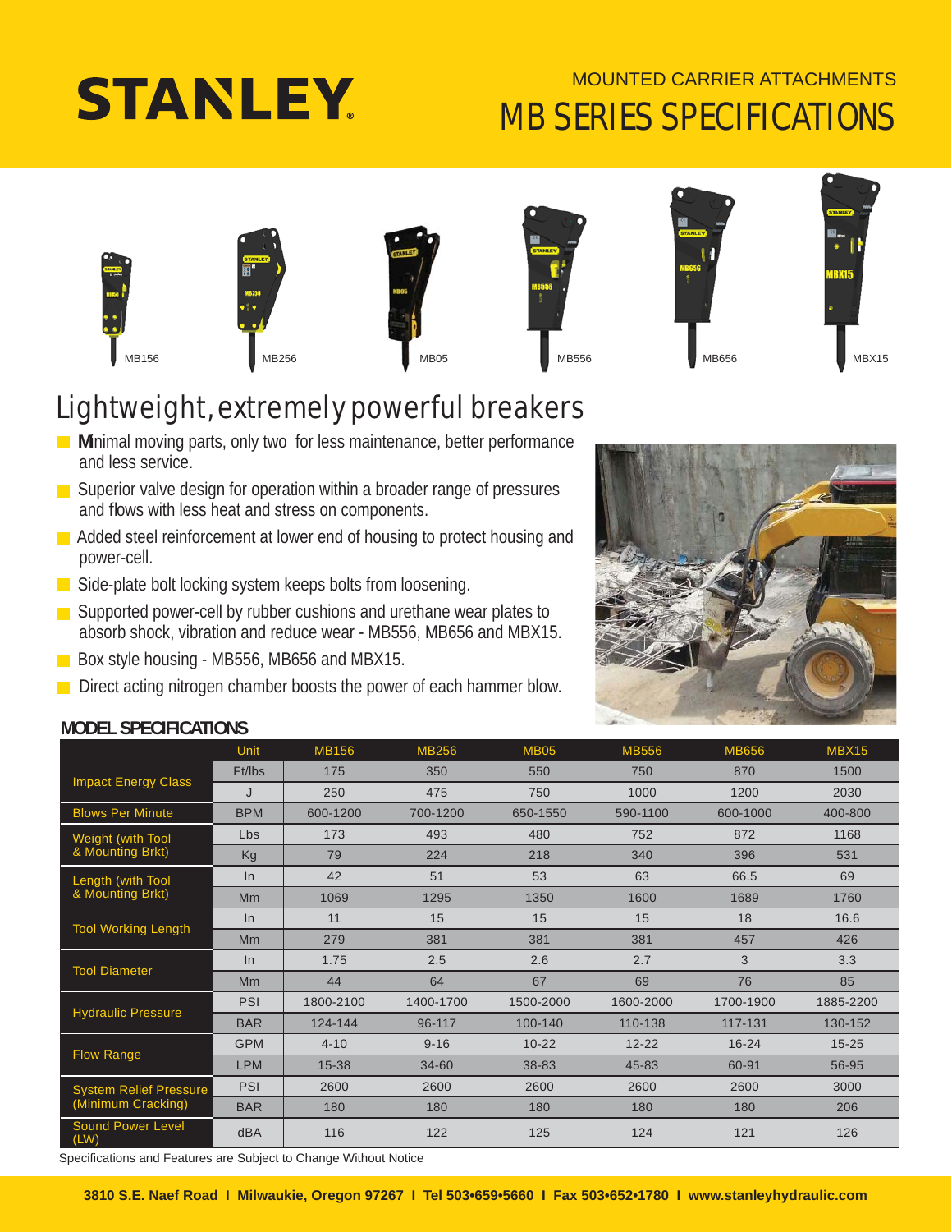# STANLEY

MOUNTED CARRIER ATTACHMENTS

# MB SERIES SPECIFICATIONS

MB156 MB256 MB05 MB556 MB656 MBX15

## Lightweight, extremely powerful breakers

- Minimal moving parts, only two for less maintenance, better performance and less service.
- Superior valve design for operation within a broader range of pressures and flows with less heat and stress on components.
- Added steel reinforcement at lower end of housing to protect housing and power-cell.
- Side-plate bolt locking system keeps bolts from loosening.
- Supported power-cell by rubber cushions and urethane wear plates to absorb shock, vibration and reduce wear - MB556, MB656 and MBX15.
- Box style housing - MB556, MB656 and MBX15.
- Direct acting nitrogen chamber boosts the power of each hammer blow.

### MODEL SPECIFICATIONS

| | Unit | MB156 | MB256 | MB05 | MB556 | MB656 | MBX15 |
|---|---|---|---|---|---|---|---|
| Impact Energy Class | Ft/lbs | 175 | 350 | 550 | 750 | 870 | 1500 |
| | J | 250 | 475 | 750 | 1000 | 1200 | 2030 |
| Blows Per Minute | BPM | 600-1200 | 700-1200 | 650-1550 | 590-1100 | 600-1000 | 400-800 |
| Weight (with Tool & Mounting Brkt) | Lbs | 173 | 493 | 480 | 752 | 872 | 1168 |
| | Kg | 79 | 224 | 218 | 340 | 396 | 531 |
| Length (with Tool & Mounting Brkt) | In | 42 | 51 | 53 | 63 | 66.5 | 69 |
| | Mm | 1069 | 1295 | 1350 | 1600 | 1689 | 1760 |
| Tool Working Length | In | 11 | 15 | 15 | 15 | 18 | 16.6 |
| | Mm | 279 | 381 | 381 | 381 | 457 | 426 |
| Tool Diameter | In | 1.75 | 2.5 | 2.6 | 2.7 | 3 | 3.3 |
| | Mm | 44 | 64 | 67 | 69 | 76 | 85 |
| Hydraulic Pressure | PSI | 1800-2100 | 1400-1700 | 1500-2000 | 1600-2000 | 1700-1900 | 1885-2200 |
| | BAR | 124-144 | 96-117 | 100-140 | 110-138 | 117-131 | 130-152 |
| Flow Range | GPM | 4-10 | 9-16 | 10-22 | 12-22 | 16-24 | 15-25 |
| | LPM | 15-38 | 34-60 | 38-83 | 45-83 | 60-91 | 56-95 |
| System Relief Pressure (Minimum Cracking) | PSI | 2600 | 2600 | 2600 | 2600 | 2600 | 3000 |
| | BAR | 180 | 180 | 180 | 180 | 180 | 206 |
| Sound Power Level (LW) | dBA | 116 | 122 | 125 | 124 | 121 | 126 |

Specifications and Features are Subject to Change Without Notice

**3810 S.E. Naef Road I Milwaukie, Oregon 97267 I Tel 503•659•5660 I Fax 503•652•1780 I www.stanleyhydraulic.com**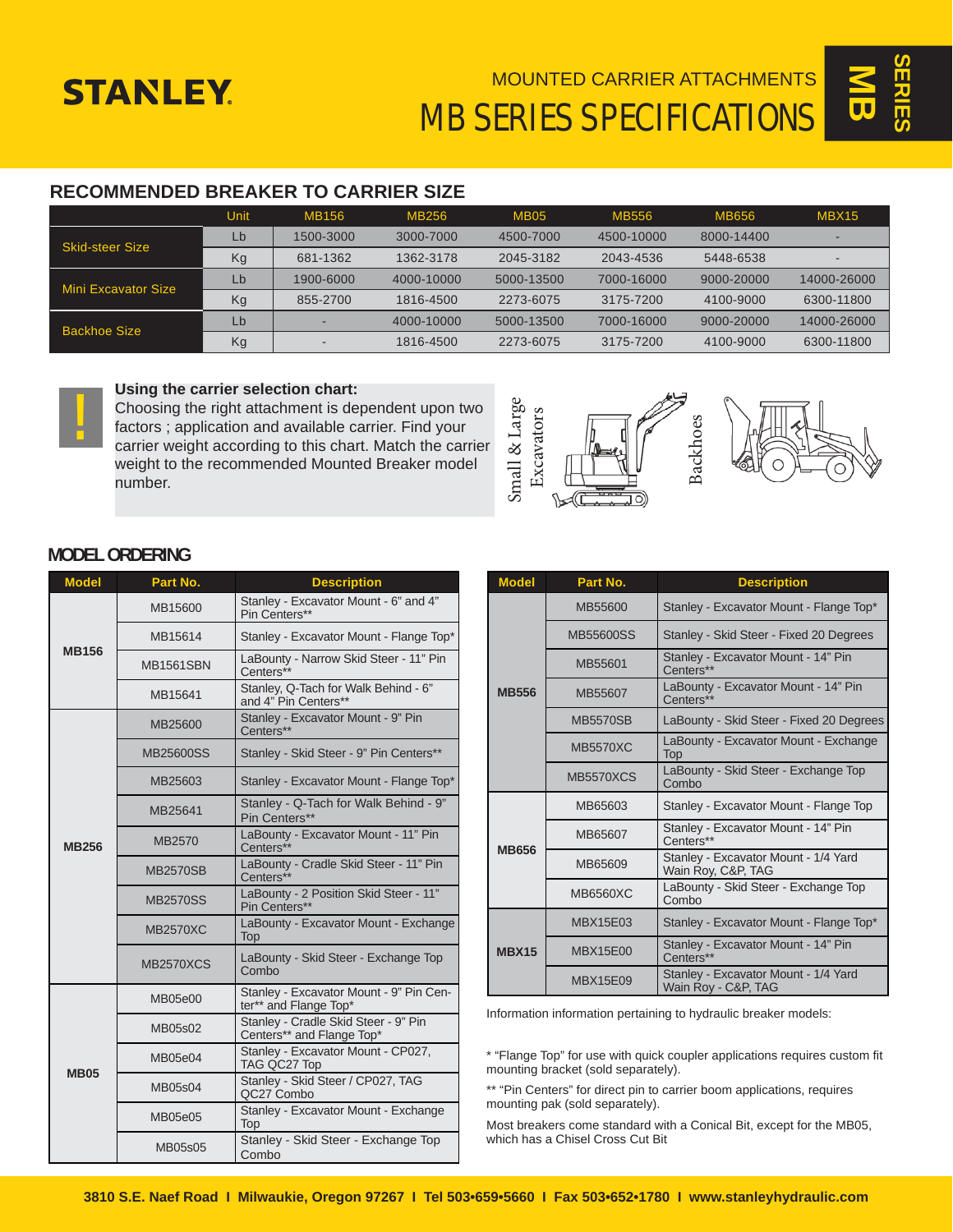# MOUNTED CARRIER ATTACHMENTS

# MB SERIES SPECIFICATIONS

MB SERIES

## RECOMMENDED BREAKER TO CARRIER SIZE

| | Unit | MB156 | MB256 | MB05 | MB556 | MB656 | MBX15 |
|---|---|---|---|---|---|---|---|
| Skid-steer Size | Lb | 1500-3000 | 3000-7000 | 4500-7000 | 4500-10000 | 8000-14400 | - |
| | Kg | 681-1362 | 1362-3178 | 2045-3182 | 2043-4536 | 5448-6538 | - |
| Mini Excavator Size | Lb | 1900-6000 | 4000-10000 | 5000-13500 | 7000-16000 | 9000-20000 | 14000-26000 |
| | Kg | 855-2700 | 1816-4500 | 2273-6075 | 3175-7200 | 4100-9000 | 6300-11800 |
| Backhoe Size | Lb | - | 4000-10000 | 5000-13500 | 7000-16000 | 9000-20000 | 14000-26000 |
| | Kg | - | 1816-4500 | 2273-6075 | 3175-7200 | 4100-9000 | 6300-11800 |

**Using the carrier selection chart:**
Choosing the right attachment is dependent upon two factors ; application and available carrier. Find your carrier weight according to this chart. Match the carrier weight to the recommended Mounted Breaker model number.

Small & Large Excavators

Backhoes

## MODEL ORDERING

| Model | Part No. | Description |
|---|---|---|
| MB156 | MB15600 | Stanley - Excavator Mount - 6" and 4" Pin Centers** |
| | MB15614 | Stanley - Excavator Mount - Flange Top* |
| | MB1561SBN | LaBounty - Narrow Skid Steer - 11" Pin Centers** |
| | MB15641 | Stanley, Q-Tach for Walk Behind - 6" and 4" Pin Centers** |
| MB256 | MB25600 | Stanley - Excavator Mount - 9" Pin Centers** |
| | MB25600SS | Stanley - Skid Steer - 9" Pin Centers** |
| | MB25603 | Stanley - Excavator Mount - Flange Top* |
| | MB25641 | Stanley - Q-Tach for Walk Behind - 9" Pin Centers** |
| | MB2570 | LaBounty - Excavator Mount - 11" Pin Centers** |
| | MB2570SB | LaBounty - Cradle Skid Steer - 11" Pin Centers** |
| | MB2570SS | LaBounty - 2 Position Skid Steer - 11" Pin Centers** |
| | MB2570XC | LaBounty - Excavator Mount - Exchange Top |
| | MB2570XCS | LaBounty - Skid Steer - Exchange Top Combo |
| MB05 | MB05e00 | Stanley - Excavator Mount - 9" Pin Center** and Flange Top* |
| | MB05s02 | Stanley - Cradle Skid Steer - 9" Pin Centers** and Flange Top* |
| | MB05e04 | Stanley - Excavator Mount - CP027, TAG QC27 Top |
| | MB05s04 | Stanley - Skid Steer / CP027, TAG QC27 Combo |
| | MB05e05 | Stanley - Excavator Mount - Exchange Top |
| | MB05s05 | Stanley - Skid Steer - Exchange Top Combo |

| Model | Part No. | Description |
|---|---|---|
| MB556 | MB55600 | Stanley - Excavator Mount - Flange Top* |
| | MB55600SS | Stanley - Skid Steer - Fixed 20 Degrees |
| | MB55601 | Stanley - Excavator Mount - 14" Pin Centers** |
| | MB55607 | LaBounty - Excavator Mount - 14" Pin Centers** |
| | MB5570SB | LaBounty - Skid Steer - Fixed 20 Degrees |
| | MB5570XC | LaBounty - Excavator Mount - Exchange Top |
| | MB5570XCS | LaBounty - Skid Steer - Exchange Top Combo |
| MB656 | MB65603 | Stanley - Excavator Mount - Flange Top |
| | MB65607 | Stanley - Excavator Mount - 14" Pin Centers** |
| | MB65609 | Stanley - Excavator Mount - 1/4 Yard Wain Roy, C&P, TAG |
| | MB6560XC | LaBounty - Skid Steer - Exchange Top Combo |
| MBX15 | MBX15E03 | Stanley - Excavator Mount - Flange Top* |
| | MBX15E00 | Stanley - Excavator Mount - 14" Pin Centers** |
| | MBX15E09 | Stanley - Excavator Mount - 1/4 Yard Wain Roy - C&P, TAG |

Information information pertaining to hydraulic breaker models:

* "Flange Top" for use with quick coupler applications requires custom fit mounting bracket (sold separately).

** "Pin Centers" for direct pin to carrier boom applications, requires mounting pak (sold separately).

Most breakers come standard with a Conical Bit, except for the MB05, which has a Chisel Cross Cut Bit

3810 S.E. Naef Road | Milwaukie, Oregon 97267 | Tel 503•659•5660 | Fax 503•652•1780 | www.stanleyhydraulic.com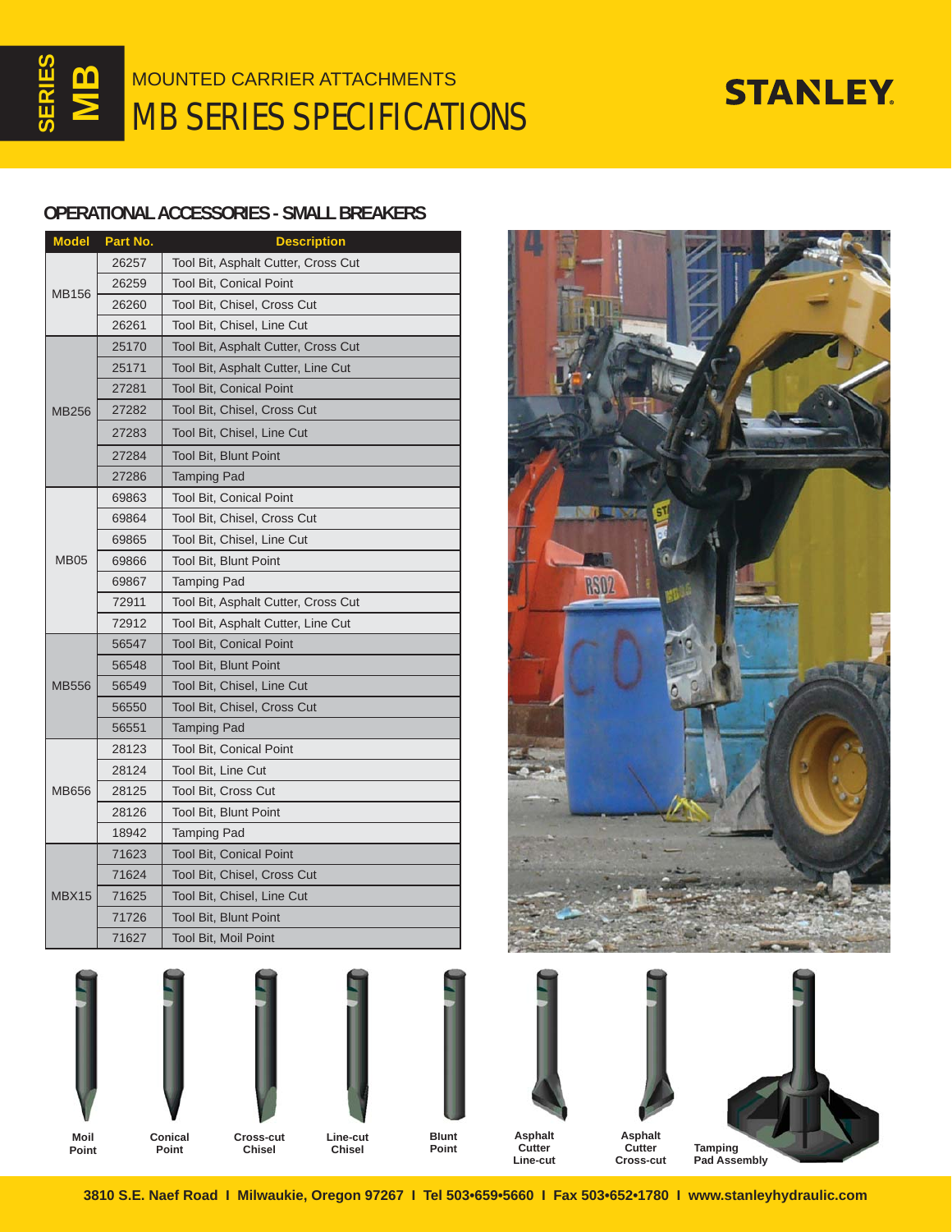# MOUNTED CARRIER ATTACHMENTS

# MB SERIES SPECIFICATIONS

## OPERATIONAL ACCESSORIES - SMALL BREAKERS

| Model | Part No. | Description |
|---|---|---|
| MB156 | 26257 | Tool Bit, Asphalt Cutter, Cross Cut |
| | 26259 | Tool Bit, Conical Point |
| | 26260 | Tool Bit, Chisel, Cross Cut |
| | 26261 | Tool Bit, Chisel, Line Cut |
| MB256 | 25170 | Tool Bit, Asphalt Cutter, Cross Cut |
| | 25171 | Tool Bit, Asphalt Cutter, Line Cut |
| | 27281 | Tool Bit, Conical Point |
| | 27282 | Tool Bit, Chisel, Cross Cut |
| | 27283 | Tool Bit, Chisel, Line Cut |
| | 27284 | Tool Bit, Blunt Point |
| | 27286 | Tamping Pad |
| MB05 | 69863 | Tool Bit, Conical Point |
| | 69864 | Tool Bit, Chisel, Cross Cut |
| | 69865 | Tool Bit, Chisel, Line Cut |
| | 69866 | Tool Bit, Blunt Point |
| | 69867 | Tamping Pad |
| | 72911 | Tool Bit, Asphalt Cutter, Cross Cut |
| | 72912 | Tool Bit, Asphalt Cutter, Line Cut |
| MB556 | 56547 | Tool Bit, Conical Point |
| | 56548 | Tool Bit, Blunt Point |
| | 56549 | Tool Bit, Chisel, Line Cut |
| | 56550 | Tool Bit, Chisel, Cross Cut |
| | 56551 | Tamping Pad |
| MB656 | 28123 | Tool Bit, Conical Point |
| | 28124 | Tool Bit, Line Cut |
| | 28125 | Tool Bit, Cross Cut |
| | 28126 | Tool Bit, Blunt Point |
| | 18942 | Tamping Pad |
| MBX15 | 71623 | Tool Bit, Conical Point |
| | 71624 | Tool Bit, Chisel, Cross Cut |
| | 71625 | Tool Bit, Chisel, Line Cut |
| | 71726 | Tool Bit, Blunt Point |
| | 71627 | Tool Bit, Moil Point |

Moil Point

Conical Point

Cross-cut Chisel

Line-cut Chisel

Blunt Point

Asphalt Cutter Line-cut

Asphalt Cutter Cross-cut

Tamping Pad Assembly

3810 S.E. Naef Road I Milwaukie, Oregon 97267 I Tel 503•659•5660 I Fax 503•652•1780 I www.stanleyhydraulic.com